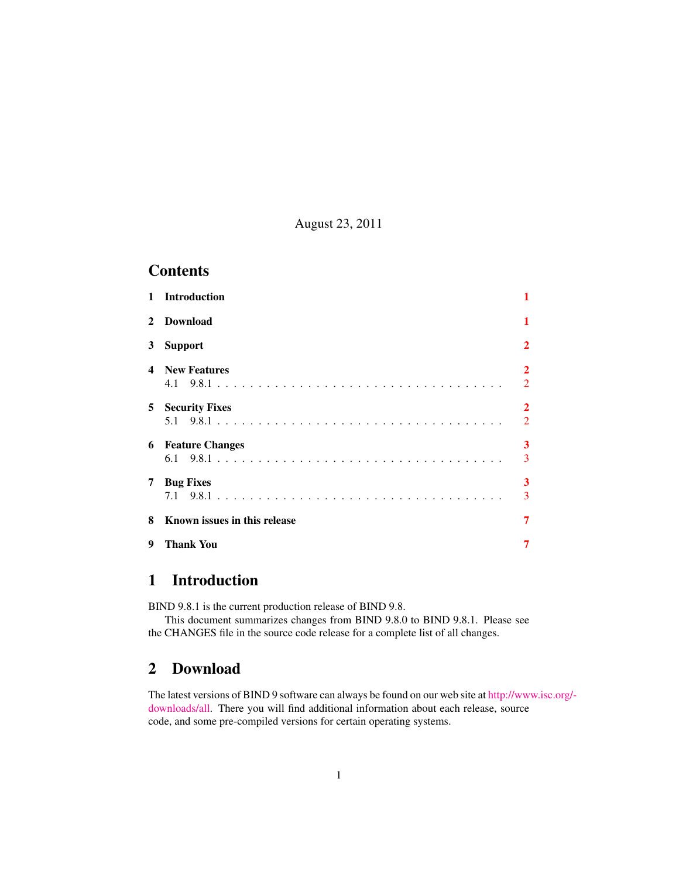August 23, 2011

## Contents

| | | |
|---|---|---|
| **1** | **Introduction** | **1** |
| **2** | **Download** | **1** |
| **3** | **Support** | **2** |
| **4** | **New Features** | **2** |
| | 4.1 9.8.1 | 2 |
| **5** | **Security Fixes** | **2** |
| | 5.1 9.8.1 | 2 |
| **6** | **Feature Changes** | **3** |
| | 6.1 9.8.1 | 3 |
| **7** | **Bug Fixes** | **3** |
| | 7.1 9.8.1 | 3 |
| **8** | **Known issues in this release** | **7** |
| **9** | **Thank You** | **7** |

# 1 Introduction

BIND 9.8.1 is the current production release of BIND 9.8.

This document summarizes changes from BIND 9.8.0 to BIND 9.8.1. Please see the CHANGES file in the source code release for a complete list of all changes.

# 2 Download

The latest versions of BIND 9 software can always be found on our web site at http://www.isc.org/downloads/all. There you will find additional information about each release, source code, and some pre-compiled versions for certain operating systems.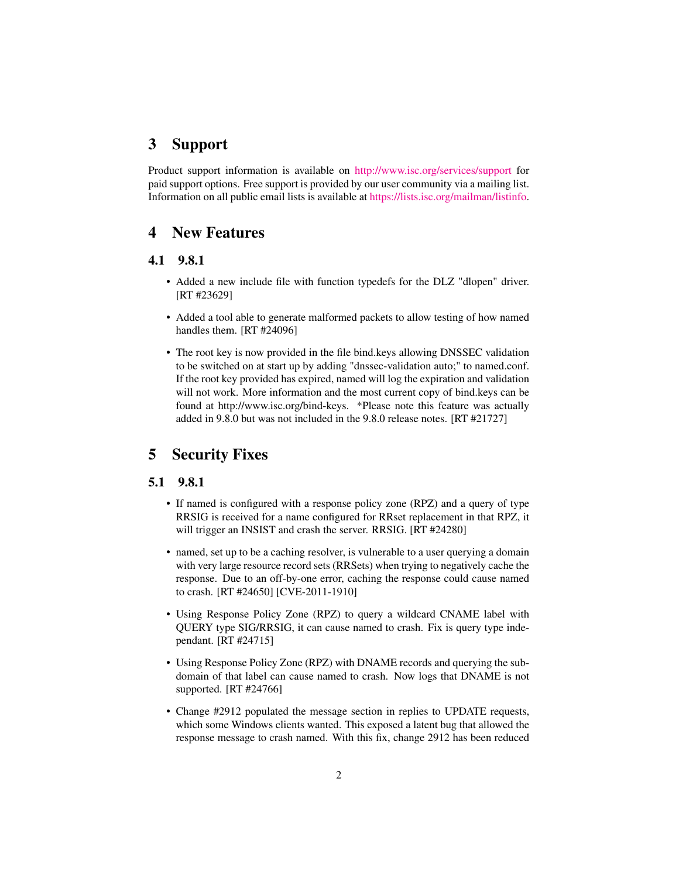# 3 Support

Product support information is available on http://www.isc.org/services/support for paid support options. Free support is provided by our user community via a mailing list. Information on all public email lists is available at https://lists.isc.org/mailman/listinfo.

# 4 New Features

## 4.1 9.8.1

- Added a new include file with function typedefs for the DLZ "dlopen" driver. [RT #23629]
- Added a tool able to generate malformed packets to allow testing of how named handles them. [RT #24096]
- The root key is now provided in the file bind.keys allowing DNSSEC validation to be switched on at start up by adding "dnssec-validation auto;" to named.conf. If the root key provided has expired, named will log the expiration and validation will not work. More information and the most current copy of bind.keys can be found at http://www.isc.org/bind-keys. *Please note this feature was actually added in 9.8.0 but was not included in the 9.8.0 release notes. [RT #21727]

# 5 Security Fixes

## 5.1 9.8.1

- If named is configured with a response policy zone (RPZ) and a query of type RRSIG is received for a name configured for RRset replacement in that RPZ, it will trigger an INSIST and crash the server. RRSIG. [RT #24280]
- named, set up to be a caching resolver, is vulnerable to a user querying a domain with very large resource record sets (RRSets) when trying to negatively cache the response. Due to an off-by-one error, caching the response could cause named to crash. [RT #24650] [CVE-2011-1910]
- Using Response Policy Zone (RPZ) to query a wildcard CNAME label with QUERY type SIG/RRSIG, it can cause named to crash. Fix is query type independant. [RT #24715]
- Using Response Policy Zone (RPZ) with DNAME records and querying the subdomain of that label can cause named to crash. Now logs that DNAME is not supported. [RT #24766]
- Change #2912 populated the message section in replies to UPDATE requests, which some Windows clients wanted. This exposed a latent bug that allowed the response message to crash named. With this fix, change 2912 has been reduced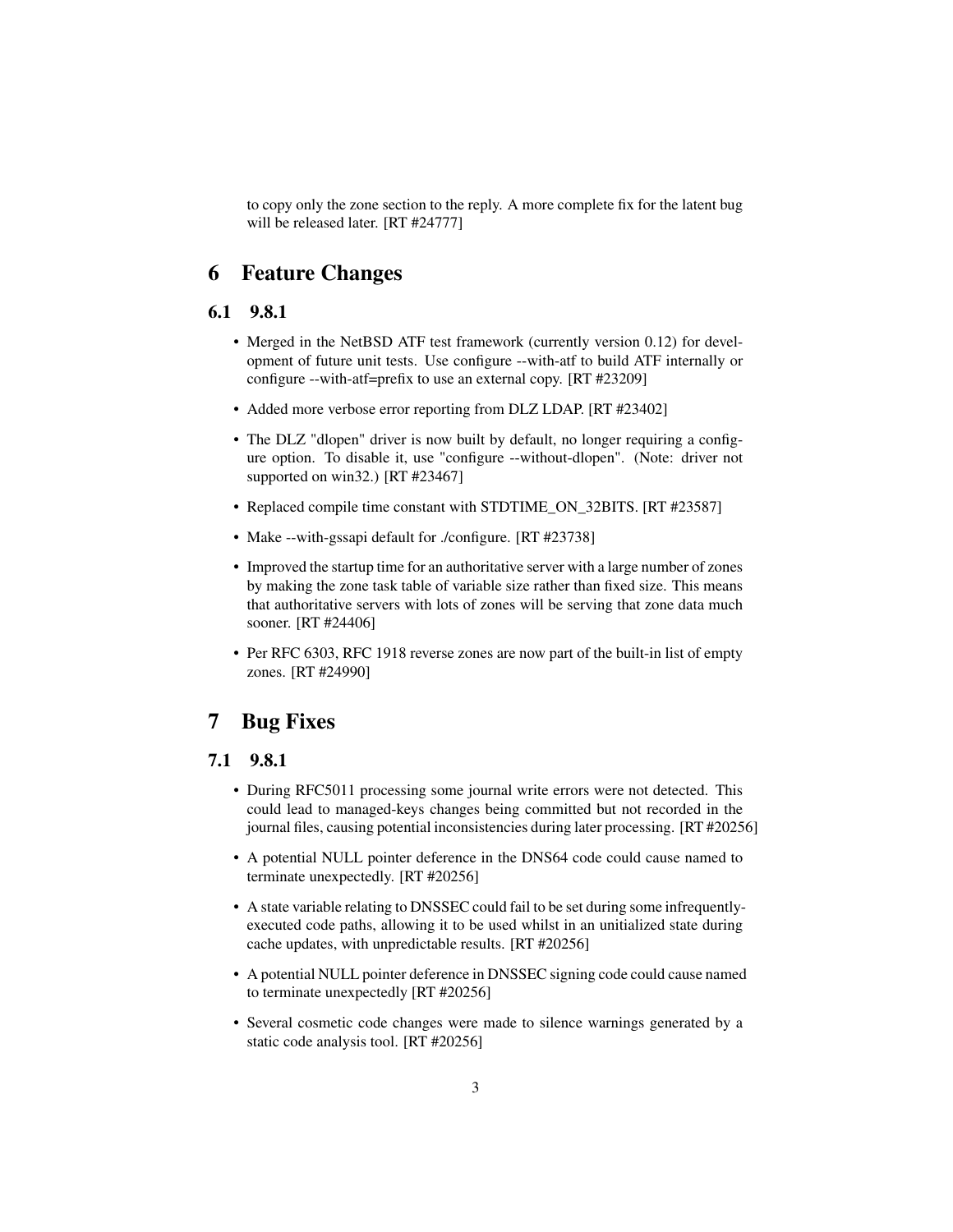to copy only the zone section to the reply. A more complete fix for the latent bug will be released later. [RT #24777]

# 6 Feature Changes

## 6.1 9.8.1

- Merged in the NetBSD ATF test framework (currently version 0.12) for development of future unit tests. Use configure --with-atf to build ATF internally or configure --with-atf=prefix to use an external copy. [RT #23209]
- Added more verbose error reporting from DLZ LDAP. [RT #23402]
- The DLZ "dlopen" driver is now built by default, no longer requiring a configure option. To disable it, use "configure --without-dlopen". (Note: driver not supported on win32.) [RT #23467]
- Replaced compile time constant with STDTIME_ON_32BITS. [RT #23587]
- Make --with-gssapi default for ./configure. [RT #23738]
- Improved the startup time for an authoritative server with a large number of zones by making the zone task table of variable size rather than fixed size. This means that authoritative servers with lots of zones will be serving that zone data much sooner. [RT #24406]
- Per RFC 6303, RFC 1918 reverse zones are now part of the built-in list of empty zones. [RT #24990]

# 7 Bug Fixes

## 7.1 9.8.1

- During RFC5011 processing some journal write errors were not detected. This could lead to managed-keys changes being committed but not recorded in the journal files, causing potential inconsistencies during later processing. [RT #20256]
- A potential NULL pointer deference in the DNS64 code could cause named to terminate unexpectedly. [RT #20256]
- A state variable relating to DNSSEC could fail to be set during some infrequently-executed code paths, allowing it to be used whilst in an unitialized state during cache updates, with unpredictable results. [RT #20256]
- A potential NULL pointer deference in DNSSEC signing code could cause named to terminate unexpectedly [RT #20256]
- Several cosmetic code changes were made to silence warnings generated by a static code analysis tool. [RT #20256]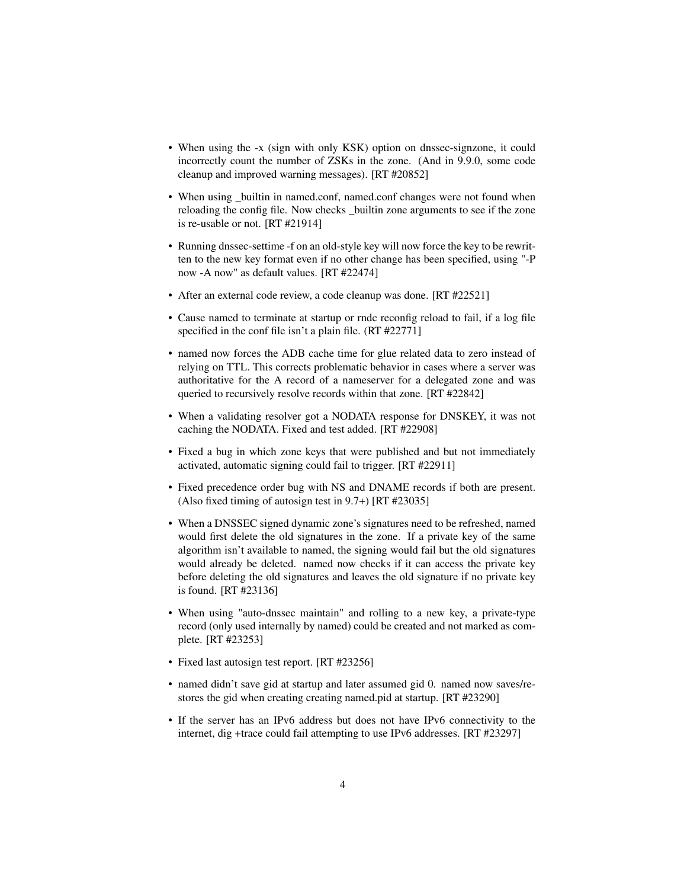- When using the -x (sign with only KSK) option on dnssec-signzone, it could incorrectly count the number of ZSKs in the zone. (And in 9.9.0, some code cleanup and improved warning messages). [RT #20852]

- When using _builtin in named.conf, named.conf changes were not found when reloading the config file. Now checks _builtin zone arguments to see if the zone is re-usable or not. [RT #21914]

- Running dnssec-settime -f on an old-style key will now force the key to be rewritten to the new key format even if no other change has been specified, using "-P now -A now" as default values. [RT #22474]

- After an external code review, a code cleanup was done. [RT #22521]

- Cause named to terminate at startup or rndc reconfig reload to fail, if a log file specified in the conf file isn't a plain file. (RT #22771]

- named now forces the ADB cache time for glue related data to zero instead of relying on TTL. This corrects problematic behavior in cases where a server was authoritative for the A record of a nameserver for a delegated zone and was queried to recursively resolve records within that zone. [RT #22842]

- When a validating resolver got a NODATA response for DNSKEY, it was not caching the NODATA. Fixed and test added. [RT #22908]

- Fixed a bug in which zone keys that were published and but not immediately activated, automatic signing could fail to trigger. [RT #22911]

- Fixed precedence order bug with NS and DNAME records if both are present. (Also fixed timing of autosign test in 9.7+) [RT #23035]

- When a DNSSEC signed dynamic zone's signatures need to be refreshed, named would first delete the old signatures in the zone. If a private key of the same algorithm isn't available to named, the signing would fail but the old signatures would already be deleted. named now checks if it can access the private key before deleting the old signatures and leaves the old signature if no private key is found. [RT #23136]

- When using "auto-dnssec maintain" and rolling to a new key, a private-type record (only used internally by named) could be created and not marked as complete. [RT #23253]

- Fixed last autosign test report. [RT #23256]

- named didn't save gid at startup and later assumed gid 0. named now saves/restores the gid when creating creating named.pid at startup. [RT #23290]

- If the server has an IPv6 address but does not have IPv6 connectivity to the internet, dig +trace could fail attempting to use IPv6 addresses. [RT #23297]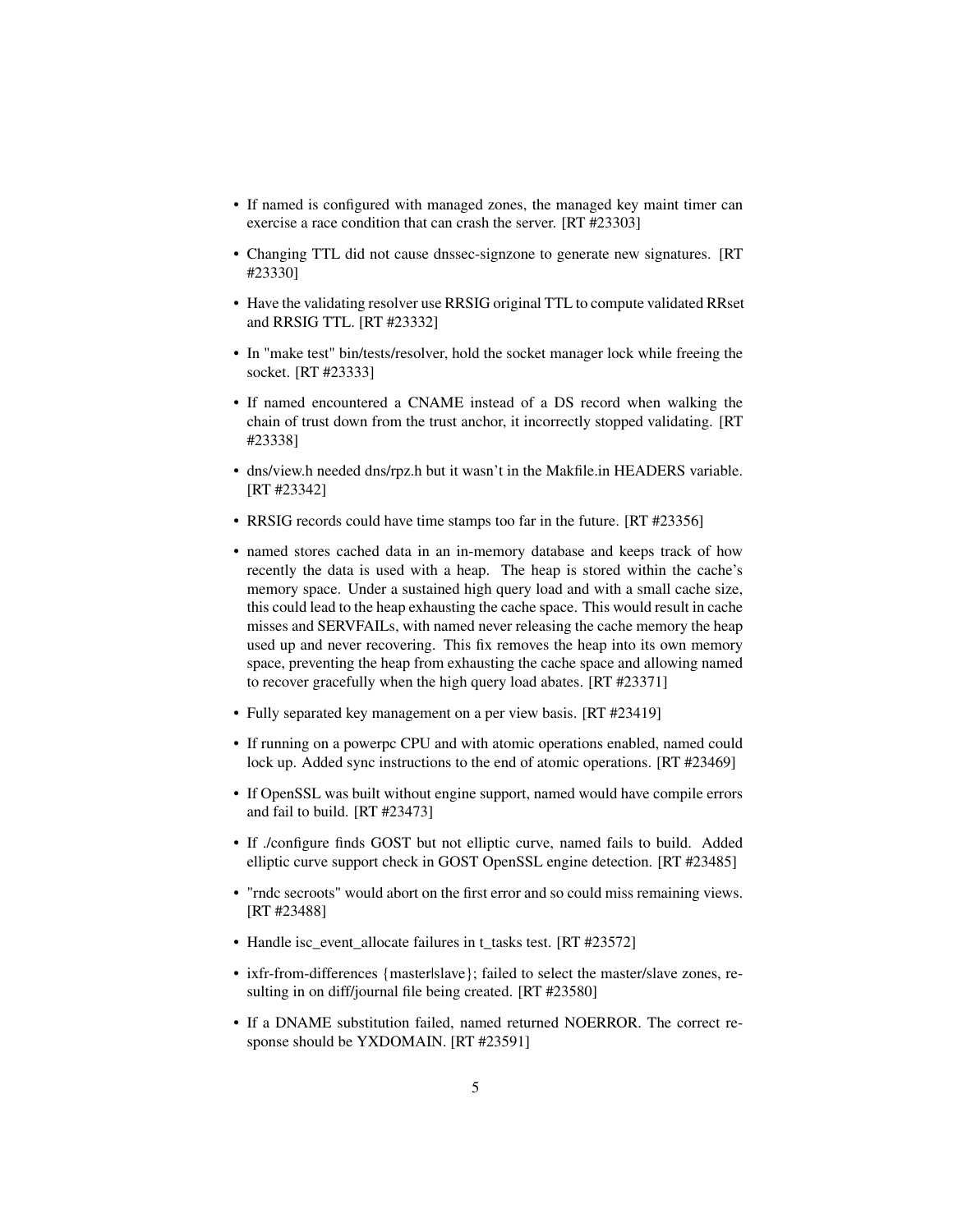- If named is configured with managed zones, the managed key maint timer can exercise a race condition that can crash the server. [RT #23303]
- Changing TTL did not cause dnssec-signzone to generate new signatures. [RT #23330]
- Have the validating resolver use RRSIG original TTL to compute validated RRset and RRSIG TTL. [RT #23332]
- In "make test" bin/tests/resolver, hold the socket manager lock while freeing the socket. [RT #23333]
- If named encountered a CNAME instead of a DS record when walking the chain of trust down from the trust anchor, it incorrectly stopped validating. [RT #23338]
- dns/view.h needed dns/rpz.h but it wasn't in the Makfile.in HEADERS variable. [RT #23342]
- RRSIG records could have time stamps too far in the future. [RT #23356]
- named stores cached data in an in-memory database and keeps track of how recently the data is used with a heap. The heap is stored within the cache's memory space. Under a sustained high query load and with a small cache size, this could lead to the heap exhausting the cache space. This would result in cache misses and SERVFAILs, with named never releasing the cache memory the heap used up and never recovering. This fix removes the heap into its own memory space, preventing the heap from exhausting the cache space and allowing named to recover gracefully when the high query load abates. [RT #23371]
- Fully separated key management on a per view basis. [RT #23419]
- If running on a powerpc CPU and with atomic operations enabled, named could lock up. Added sync instructions to the end of atomic operations. [RT #23469]
- If OpenSSL was built without engine support, named would have compile errors and fail to build. [RT #23473]
- If ./configure finds GOST but not elliptic curve, named fails to build. Added elliptic curve support check in GOST OpenSSL engine detection. [RT #23485]
- "rndc secroots" would abort on the first error and so could miss remaining views. [RT #23488]
- Handle isc_event_allocate failures in t_tasks test. [RT #23572]
- ixfr-from-differences {master|slave}; failed to select the master/slave zones, resulting in on diff/journal file being created. [RT #23580]
- If a DNAME substitution failed, named returned NOERROR. The correct response should be YXDOMAIN. [RT #23591]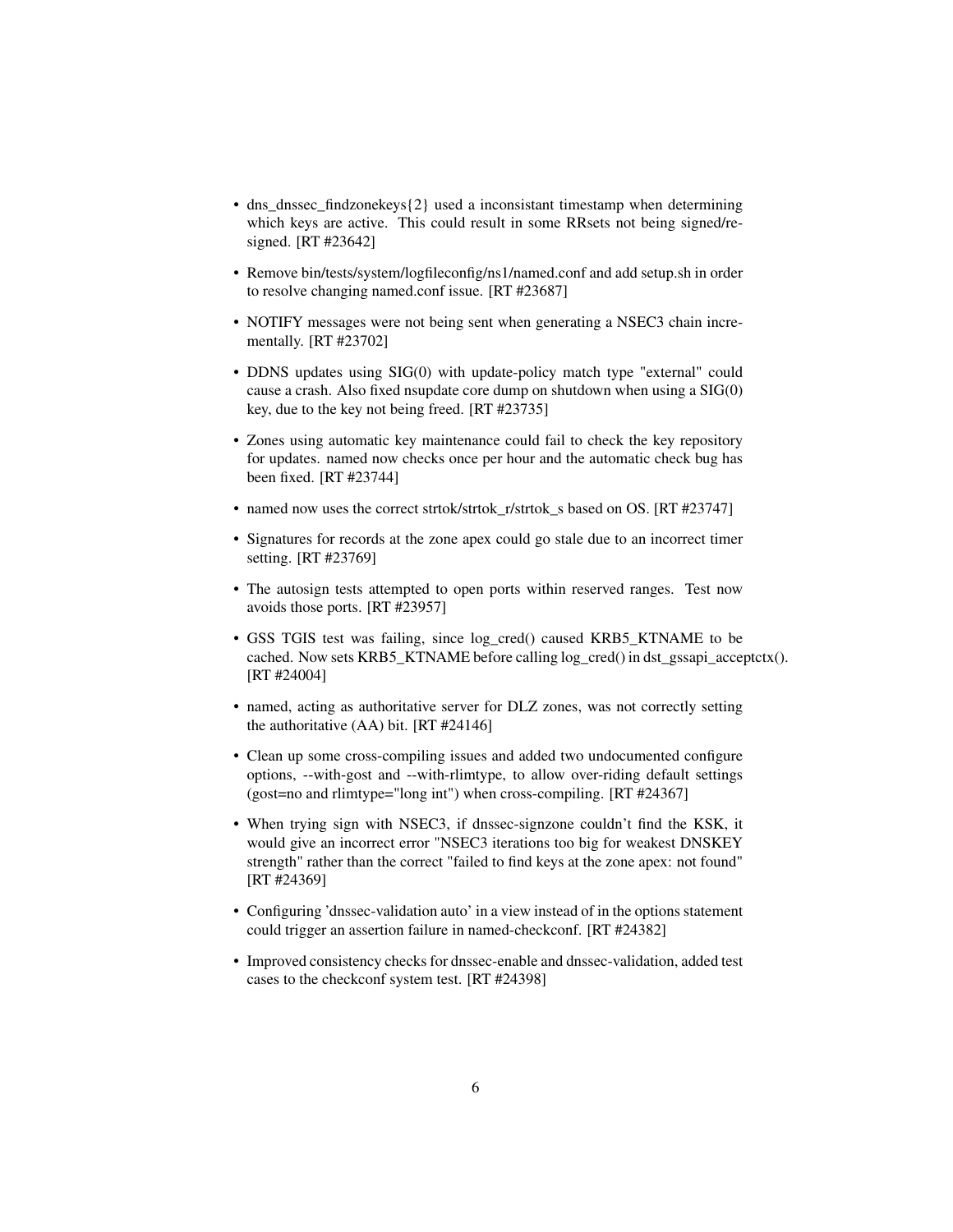- dns_dnssec_findzonekeys{2} used a inconsistant timestamp when determining which keys are active. This could result in some RRsets not being signed/re-signed. [RT #23642]
- Remove bin/tests/system/logfileconfig/ns1/named.conf and add setup.sh in order to resolve changing named.conf issue. [RT #23687]
- NOTIFY messages were not being sent when generating a NSEC3 chain incrementally. [RT #23702]
- DDNS updates using SIG(0) with update-policy match type "external" could cause a crash. Also fixed nsupdate core dump on shutdown when using a SIG(0) key, due to the key not being freed. [RT #23735]
- Zones using automatic key maintenance could fail to check the key repository for updates. named now checks once per hour and the automatic check bug has been fixed. [RT #23744]
- named now uses the correct strtok/strtok_r/strtok_s based on OS. [RT #23747]
- Signatures for records at the zone apex could go stale due to an incorrect timer setting. [RT #23769]
- The autosign tests attempted to open ports within reserved ranges. Test now avoids those ports. [RT #23957]
- GSS TGIS test was failing, since log_cred() caused KRB5_KTNAME to be cached. Now sets KRB5_KTNAME before calling log_cred() in dst_gssapi_acceptctx(). [RT #24004]
- named, acting as authoritative server for DLZ zones, was not correctly setting the authoritative (AA) bit. [RT #24146]
- Clean up some cross-compiling issues and added two undocumented configure options, --with-gost and --with-rlimtype, to allow over-riding default settings (gost=no and rlimtype="long int") when cross-compiling. [RT #24367]
- When trying sign with NSEC3, if dnssec-signzone couldn't find the KSK, it would give an incorrect error "NSEC3 iterations too big for weakest DNSKEY strength" rather than the correct "failed to find keys at the zone apex: not found" [RT #24369]
- Configuring 'dnssec-validation auto' in a view instead of in the options statement could trigger an assertion failure in named-checkconf. [RT #24382]
- Improved consistency checks for dnssec-enable and dnssec-validation, added test cases to the checkconf system test. [RT #24398]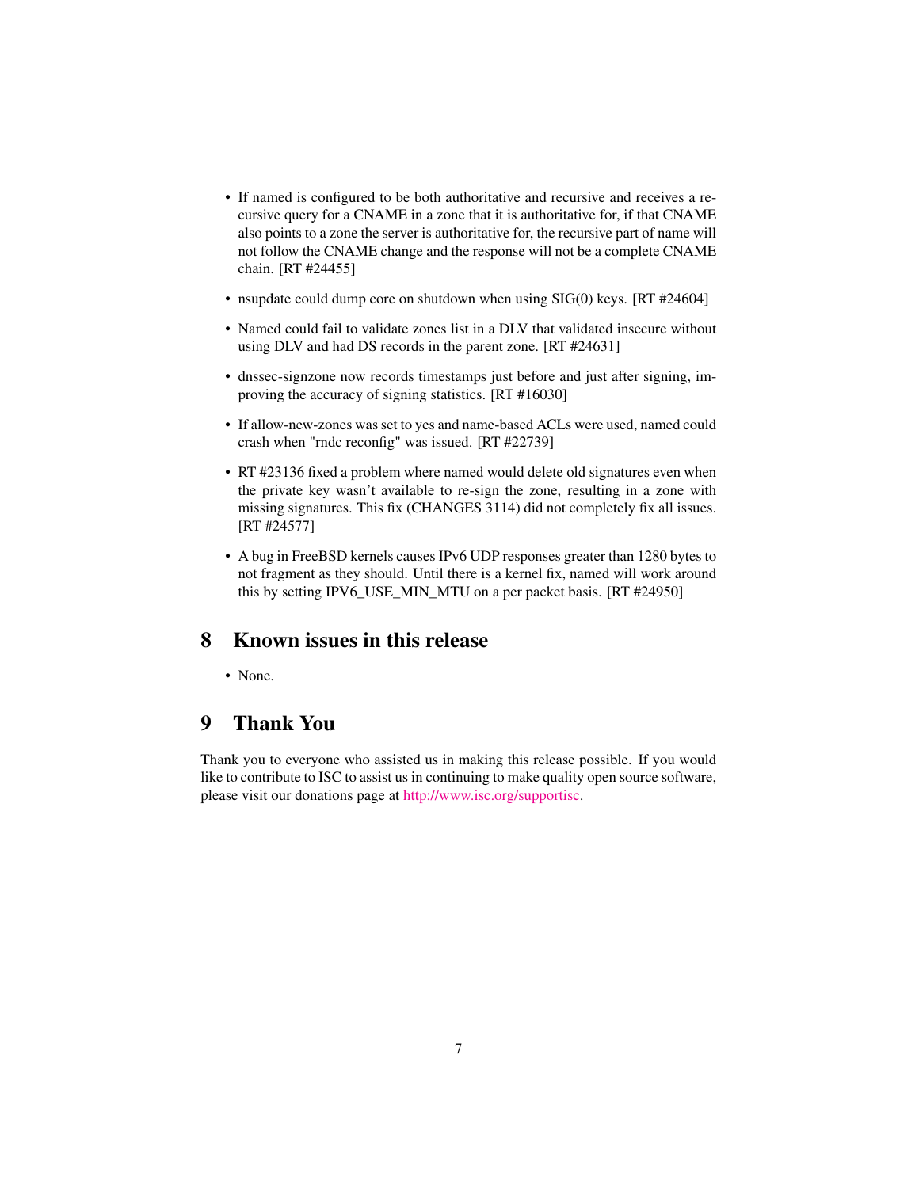- If named is configured to be both authoritative and recursive and receives a recursive query for a CNAME in a zone that it is authoritative for, if that CNAME also points to a zone the server is authoritative for, the recursive part of name will not follow the CNAME change and the response will not be a complete CNAME chain. [RT #24455]

- nsupdate could dump core on shutdown when using SIG(0) keys. [RT #24604]

- Named could fail to validate zones list in a DLV that validated insecure without using DLV and had DS records in the parent zone. [RT #24631]

- dnssec-signzone now records timestamps just before and just after signing, improving the accuracy of signing statistics. [RT #16030]

- If allow-new-zones was set to yes and name-based ACLs were used, named could crash when "rndc reconfig" was issued. [RT #22739]

- RT #23136 fixed a problem where named would delete old signatures even when the private key wasn't available to re-sign the zone, resulting in a zone with missing signatures. This fix (CHANGES 3114) did not completely fix all issues. [RT #24577]

- A bug in FreeBSD kernels causes IPv6 UDP responses greater than 1280 bytes to not fragment as they should. Until there is a kernel fix, named will work around this by setting IPV6_USE_MIN_MTU on a per packet basis. [RT #24950]

## 8 Known issues in this release

- None.

## 9 Thank You

Thank you to everyone who assisted us in making this release possible. If you would like to contribute to ISC to assist us in continuing to make quality open source software, please visit our donations page at http://www.isc.org/supportisc.